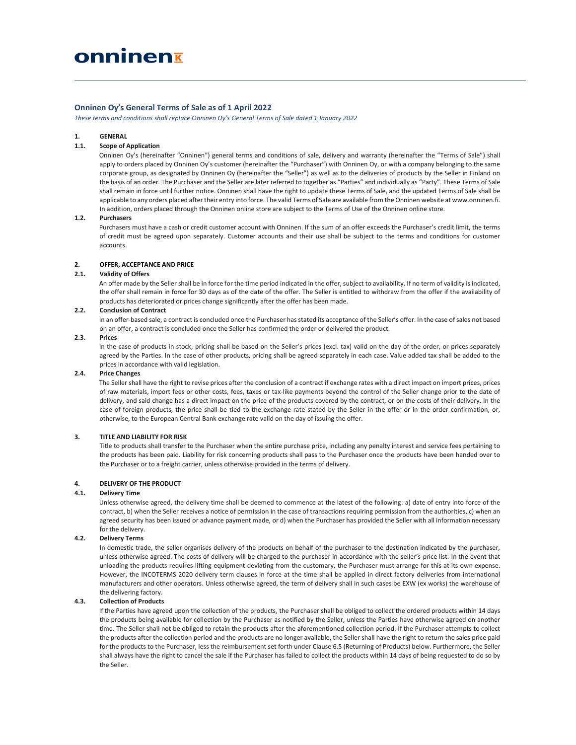# Onninen Oy's General Terms of Sale as of 1 April 2022

*These terms and conditions shall replace Onninen Oy's General Terms of Sale dated 1 January 2022*

## 1. GENERAL

### 1.1. Scope of Application

Onninen Oy's (hereinafter "Onninen") general terms and conditions of sale, delivery and warranty (hereinafter the "Terms of Sale") shall apply to orders placed by Onninen Oy's customer (hereinafter the "Purchaser") with Onninen Oy, or with a company belonging to the same corporate group, as designated by Onninen Oy (hereinafter the "Seller") as well as to the deliveries of products by the Seller in Finland on the basis of an order. The Purchaser and the Seller are later referred to together as "Parties" and individually as "Party". These Terms of Sale shall remain in force until further notice. Onninen shall have the right to update these Terms of Sale, and the updated Terms of Sale shall be applicable to any orders placed after their entry into force. The valid Terms of Sale are available from the Onninen website at www.onninen.fi. In addition, orders placed through the Onninen online store are subject to the Terms of Use of the Onninen online store.

### 1.2. Purchasers

Purchasers must have a cash or credit customer account with Onninen. If the sum of an offer exceeds the Purchaser's credit limit, the terms of credit must be agreed upon separately. Customer accounts and their use shall be subject to the terms and conditions for customer accounts.

## 2. OFFER, ACCEPTANCE AND PRICE

### 2.1. Validity of Offers

An offer made by the Seller shall be in force for the time period indicated in the offer, subject to availability. If no term of validity is indicated, the offer shall remain in force for 30 days as of the date of the offer. The Seller is entitled to withdraw from the offer if the availability of products has deteriorated or prices change significantly after the offer has been made.

### 2.2. Conclusion of Contract

In an offer-based sale, a contract is concluded once the Purchaser has stated its acceptance of the Seller's offer. In the case of sales not based on an offer, a contract is concluded once the Seller has confirmed the order or delivered the product.

### 2.3. Prices

In the case of products in stock, pricing shall be based on the Seller's prices (excl. tax) valid on the day of the order, or prices separately agreed by the Parties. In the case of other products, pricing shall be agreed separately in each case. Value added tax shall be added to the prices in accordance with valid legislation.

### 2.4. Price Changes

The Seller shall have the right to revise prices after the conclusion of a contract if exchange rates with a direct impact on import prices, prices of raw materials, import fees or other costs, fees, taxes or tax-like payments beyond the control of the Seller change prior to the date of delivery, and said change has a direct impact on the price of the products covered by the contract, or on the costs of their delivery. In the case of foreign products, the price shall be tied to the exchange rate stated by the Seller in the offer or in the order confirmation, or, otherwise, to the European Central Bank exchange rate valid on the day of issuing the offer.

## 3. TITLE AND LIABILITY FOR RISK

Title to products shall transfer to the Purchaser when the entire purchase price, including any penalty interest and service fees pertaining to the products has been paid. Liability for risk concerning products shall pass to the Purchaser once the products have been handed over to the Purchaser or to a freight carrier, unless otherwise provided in the terms of delivery.

## 4. DELIVERY OF THE PRODUCT

### 4.1. Delivery Time

Unless otherwise agreed, the delivery time shall be deemed to commence at the latest of the following: a) date of entry into force of the contract, b) when the Seller receives a notice of permission in the case of transactions requiring permission from the authorities, c) when an agreed security has been issued or advance payment made, or d) when the Purchaser has provided the Seller with all information necessary for the delivery.

### 4.2. Delivery Terms

In domestic trade, the seller organises delivery of the products on behalf of the purchaser to the destination indicated by the purchaser, unless otherwise agreed. The costs of delivery will be charged to the purchaser in accordance with the seller's price list. In the event that unloading the products requires lifting equipment deviating from the customary, the Purchaser must arrange for this at its own expense. However, the INCOTERMS 2020 delivery term clauses in force at the time shall be applied in direct factory deliveries from international manufacturers and other operators. Unless otherwise agreed, the term of delivery shall in such cases be EXW (ex works) the warehouse of the delivering factory.

### 4.3. Collection of Products

If the Parties have agreed upon the collection of the products, the Purchaser shall be obliged to collect the ordered products within 14 days the products being available for collection by the Purchaser as notified by the Seller, unless the Parties have otherwise agreed on another time. The Seller shall not be obliged to retain the products after the aforementioned collection period. If the Purchaser attempts to collect the products after the collection period and the products are no longer available, the Seller shall have the right to return the sales price paid for the products to the Purchaser, less the reimbursement set forth under Clause 6.5 (Returning of Products) below. Furthermore, the Seller shall always have the right to cancel the sale if the Purchaser has failed to collect the products within 14 days of being requested to do so by the Seller.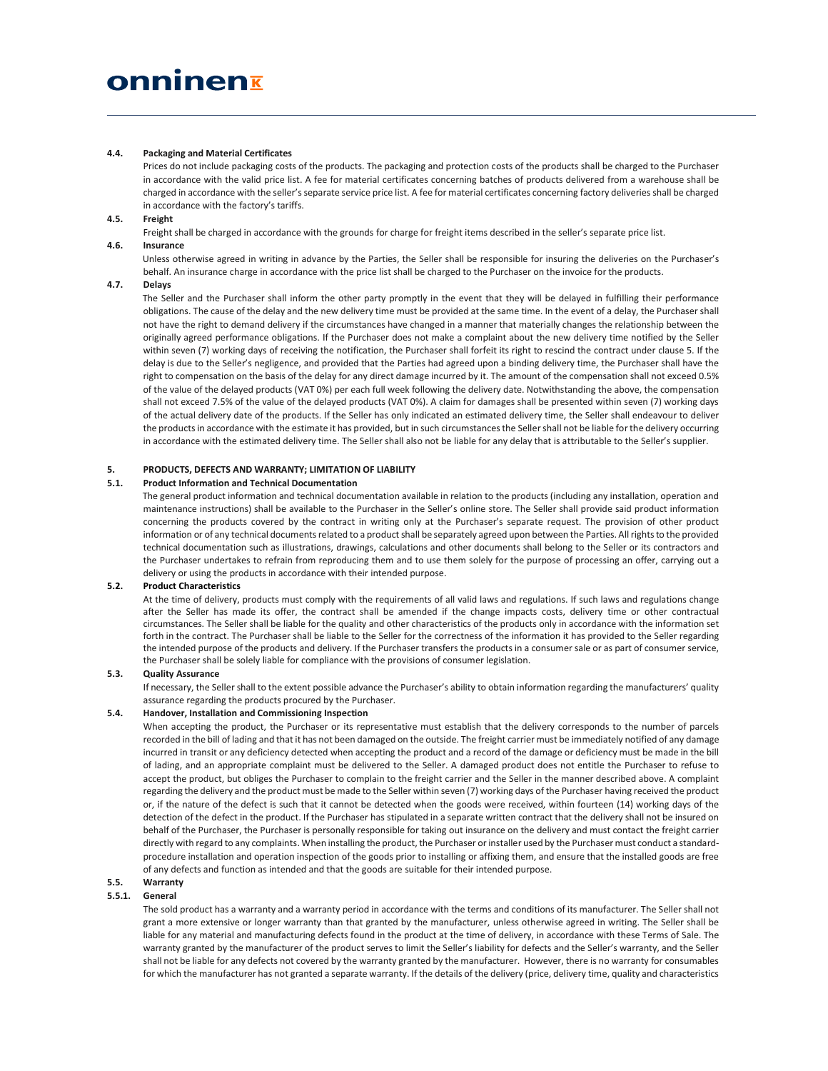#### 4.4. Packaging and Material Certificates

Prices do not include packaging costs of the products. The packaging and protection costs of the products shall be charged to the Purchaser in accordance with the valid price list. A fee for material certificates concerning batches of products delivered from a warehouse shall be charged in accordance with the seller's separate service price list. A fee for material certificates concerning factory deliveries shall be charged in accordance with the factory's tariffs.

#### 4.5. Freight

Freight shall be charged in accordance with the grounds for charge for freight items described in the seller's separate price list.

#### 4.6. Insurance

Unless otherwise agreed in writing in advance by the Parties, the Seller shall be responsible for insuring the deliveries on the Purchaser's behalf. An insurance charge in accordance with the price list shall be charged to the Purchaser on the invoice for the products.

#### 4.7. Delays

The Seller and the Purchaser shall inform the other party promptly in the event that they will be delayed in fulfilling their performance obligations. The cause of the delay and the new delivery time must be provided at the same time. In the event of a delay, the Purchaser shall not have the right to demand delivery if the circumstances have changed in a manner that materially changes the relationship between the originally agreed performance obligations. If the Purchaser does not make a complaint about the new delivery time notified by the Seller within seven (7) working days of receiving the notification, the Purchaser shall forfeit its right to rescind the contract under clause 5. If the delay is due to the Seller's negligence, and provided that the Parties had agreed upon a binding delivery time, the Purchaser shall have the right to compensation on the basis of the delay for any direct damage incurred by it. The amount of the compensation shall not exceed 0.5% of the value of the delayed products (VAT 0%) per each full week following the delivery date. Notwithstanding the above, the compensation shall not exceed 7.5% of the value of the delayed products (VAT 0%). A claim for damages shall be presented within seven (7) working days of the actual delivery date of the products. If the Seller has only indicated an estimated delivery time, the Seller shall endeavour to deliver the products in accordance with the estimate it has provided, but in such circumstances the Seller shall not be liable for the delivery occurring in accordance with the estimated delivery time. The Seller shall also not be liable for any delay that is attributable to the Seller's supplier.

### 5. PRODUCTS, DEFECTS AND WARRANTY; LIMITATION OF LIABILITY

#### 5.1. Product Information and Technical Documentation

The general product information and technical documentation available in relation to the products (including any installation, operation and maintenance instructions) shall be available to the Purchaser in the Seller's online store. The Seller shall provide said product information concerning the products covered by the contract in writing only at the Purchaser's separate request. The provision of other product information or of any technical documents related to a product shall be separately agreed upon between the Parties. All rights to the provided technical documentation such as illustrations, drawings, calculations and other documents shall belong to the Seller or its contractors and the Purchaser undertakes to refrain from reproducing them and to use them solely for the purpose of processing an offer, carrying out a delivery or using the products in accordance with their intended purpose.

#### 5.2. Product Characteristics

At the time of delivery, products must comply with the requirements of all valid laws and regulations. If such laws and regulations change after the Seller has made its offer, the contract shall be amended if the change impacts costs, delivery time or other contractual circumstances. The Seller shall be liable for the quality and other characteristics of the products only in accordance with the information set forth in the contract. The Purchaser shall be liable to the Seller for the correctness of the information it has provided to the Seller regarding the intended purpose of the products and delivery. If the Purchaser transfers the products in a consumer sale or as part of consumer service, the Purchaser shall be solely liable for compliance with the provisions of consumer legislation.

#### 5.3. Quality Assurance

If necessary, the Seller shall to the extent possible advance the Purchaser's ability to obtain information regarding the manufacturers' quality assurance regarding the products procured by the Purchaser.

#### 5.4. Handover, Installation and Commissioning Inspection

When accepting the product, the Purchaser or its representative must establish that the delivery corresponds to the number of parcels recorded in the bill of lading and that it has not been damaged on the outside. The freight carrier must be immediately notified of any damage incurred in transit or any deficiency detected when accepting the product and a record of the damage or deficiency must be made in the bill of lading, and an appropriate complaint must be delivered to the Seller. A damaged product does not entitle the Purchaser to refuse to accept the product, but obliges the Purchaser to complain to the freight carrier and the Seller in the manner described above. A complaint regarding the delivery and the product must be made to the Seller within seven (7) working days of the Purchaser having received the product or, if the nature of the defect is such that it cannot be detected when the goods were received, within fourteen (14) working days of the detection of the defect in the product. If the Purchaser has stipulated in a separate written contract that the delivery shall not be insured on behalf of the Purchaser, the Purchaser is personally responsible for taking out insurance on the delivery and must contact the freight carrier directly with regard to any complaints. When installing the product, the Purchaser or installer used by the Purchaser must conduct a standard-procedure installation and operation inspection of the goods prior to installing or affixing them, and ensure that the installed goods are free of any defects and function as intended and that the goods are suitable for their intended purpose.

#### 5.5. Warranty

##### 5.5.1. General

The sold product has a warranty and a warranty period in accordance with the terms and conditions of its manufacturer. The Seller shall not grant a more extensive or longer warranty than that granted by the manufacturer, unless otherwise agreed in writing. The Seller shall be liable for any material and manufacturing defects found in the product at the time of delivery, in accordance with these Terms of Sale. The warranty granted by the manufacturer of the product serves to limit the Seller's liability for defects and the Seller's warranty, and the Seller shall not be liable for any defects not covered by the warranty granted by the manufacturer. However, there is no warranty for consumables for which the manufacturer has not granted a separate warranty. If the details of the delivery (price, delivery time, quality and characteristics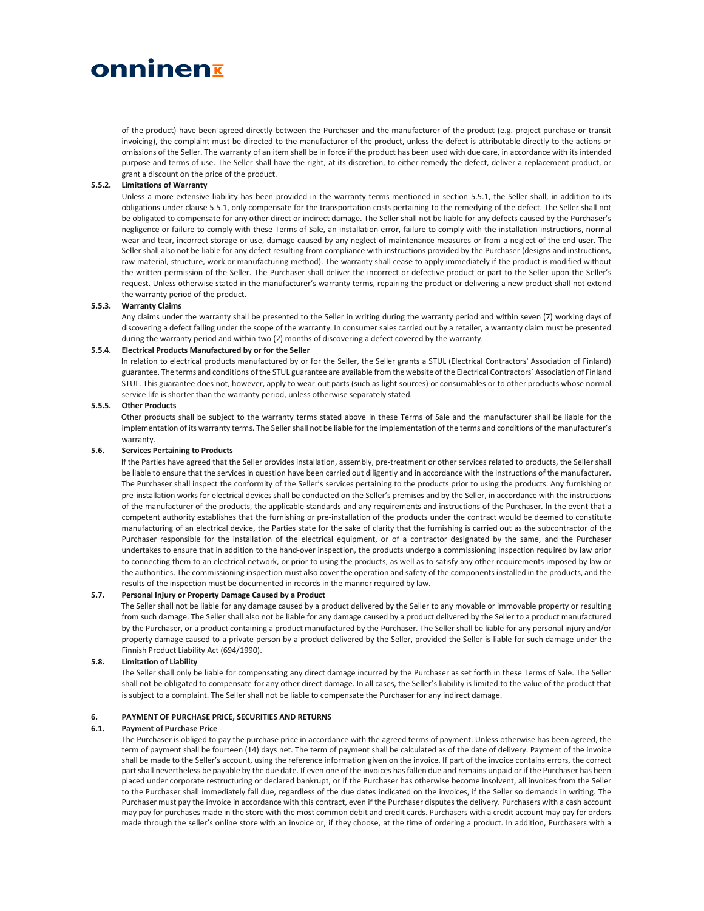of the product) have been agreed directly between the Purchaser and the manufacturer of the product (e.g. project purchase or transit invoicing), the complaint must be directed to the manufacturer of the product, unless the defect is attributable directly to the actions or omissions of the Seller. The warranty of an item shall be in force if the product has been used with due care, in accordance with its intended purpose and terms of use. The Seller shall have the right, at its discretion, to either remedy the defect, deliver a replacement product, or grant a discount on the price of the product.

#### 5.5.2. Limitations of Warranty

Unless a more extensive liability has been provided in the warranty terms mentioned in section 5.5.1, the Seller shall, in addition to its obligations under clause 5.5.1, only compensate for the transportation costs pertaining to the remedying of the defect. The Seller shall not be obligated to compensate for any other direct or indirect damage. The Seller shall not be liable for any defects caused by the Purchaser's negligence or failure to comply with these Terms of Sale, an installation error, failure to comply with the installation instructions, normal wear and tear, incorrect storage or use, damage caused by any neglect of maintenance measures or from a neglect of the end-user. The Seller shall also not be liable for any defect resulting from compliance with instructions provided by the Purchaser (designs and instructions, raw material, structure, work or manufacturing method). The warranty shall cease to apply immediately if the product is modified without the written permission of the Seller. The Purchaser shall deliver the incorrect or defective product or part to the Seller upon the Seller's request. Unless otherwise stated in the manufacturer's warranty terms, repairing the product or delivering a new product shall not extend the warranty period of the product.

#### 5.5.3. Warranty Claims

Any claims under the warranty shall be presented to the Seller in writing during the warranty period and within seven (7) working days of discovering a defect falling under the scope of the warranty. In consumer sales carried out by a retailer, a warranty claim must be presented during the warranty period and within two (2) months of discovering a defect covered by the warranty.

#### 5.5.4. Electrical Products Manufactured by or for the Seller

In relation to electrical products manufactured by or for the Seller, the Seller grants a STUL (Electrical Contractors' Association of Finland) guarantee. The terms and conditions of the STUL guarantee are available from the website of the Electrical Contractors´ Association of Finland STUL. This guarantee does not, however, apply to wear-out parts (such as light sources) or consumables or to other products whose normal service life is shorter than the warranty period, unless otherwise separately stated.

#### 5.5.5. Other Products

Other products shall be subject to the warranty terms stated above in these Terms of Sale and the manufacturer shall be liable for the implementation of its warranty terms. The Seller shall not be liable for the implementation of the terms and conditions of the manufacturer's warranty.

### 5.6. Services Pertaining to Products

If the Parties have agreed that the Seller provides installation, assembly, pre-treatment or other services related to products, the Seller shall be liable to ensure that the services in question have been carried out diligently and in accordance with the instructions of the manufacturer. The Purchaser shall inspect the conformity of the Seller's services pertaining to the products prior to using the products. Any furnishing or pre-installation works for electrical devices shall be conducted on the Seller's premises and by the Seller, in accordance with the instructions of the manufacturer of the products, the applicable standards and any requirements and instructions of the Purchaser. In the event that a competent authority establishes that the furnishing or pre-installation of the products under the contract would be deemed to constitute manufacturing of an electrical device, the Parties state for the sake of clarity that the furnishing is carried out as the subcontractor of the Purchaser responsible for the installation of the electrical equipment, or of a contractor designated by the same, and the Purchaser undertakes to ensure that in addition to the hand-over inspection, the products undergo a commissioning inspection required by law prior to connecting them to an electrical network, or prior to using the products, as well as to satisfy any other requirements imposed by law or the authorities. The commissioning inspection must also cover the operation and safety of the components installed in the products, and the results of the inspection must be documented in records in the manner required by law.

### 5.7. Personal Injury or Property Damage Caused by a Product

The Seller shall not be liable for any damage caused by a product delivered by the Seller to any movable or immovable property or resulting from such damage. The Seller shall also not be liable for any damage caused by a product delivered by the Seller to a product manufactured by the Purchaser, or a product containing a product manufactured by the Purchaser. The Seller shall be liable for any personal injury and/or property damage caused to a private person by a product delivered by the Seller, provided the Seller is liable for such damage under the Finnish Product Liability Act (694/1990).

### 5.8. Limitation of Liability

The Seller shall only be liable for compensating any direct damage incurred by the Purchaser as set forth in these Terms of Sale. The Seller shall not be obligated to compensate for any other direct damage. In all cases, the Seller's liability is limited to the value of the product that is subject to a complaint. The Seller shall not be liable to compensate the Purchaser for any indirect damage.

## 6. PAYMENT OF PURCHASE PRICE, SECURITIES AND RETURNS

### 6.1. Payment of Purchase Price

The Purchaser is obliged to pay the purchase price in accordance with the agreed terms of payment. Unless otherwise has been agreed, the term of payment shall be fourteen (14) days net. The term of payment shall be calculated as of the date of delivery. Payment of the invoice shall be made to the Seller's account, using the reference information given on the invoice. If part of the invoice contains errors, the correct part shall nevertheless be payable by the due date. If even one of the invoices has fallen due and remains unpaid or if the Purchaser has been placed under corporate restructuring or declared bankrupt, or if the Purchaser has otherwise become insolvent, all invoices from the Seller to the Purchaser shall immediately fall due, regardless of the due dates indicated on the invoices, if the Seller so demands in writing. The Purchaser must pay the invoice in accordance with this contract, even if the Purchaser disputes the delivery. Purchasers with a cash account may pay for purchases made in the store with the most common debit and credit cards. Purchasers with a credit account may pay for orders made through the seller's online store with an invoice or, if they choose, at the time of ordering a product. In addition, Purchasers with a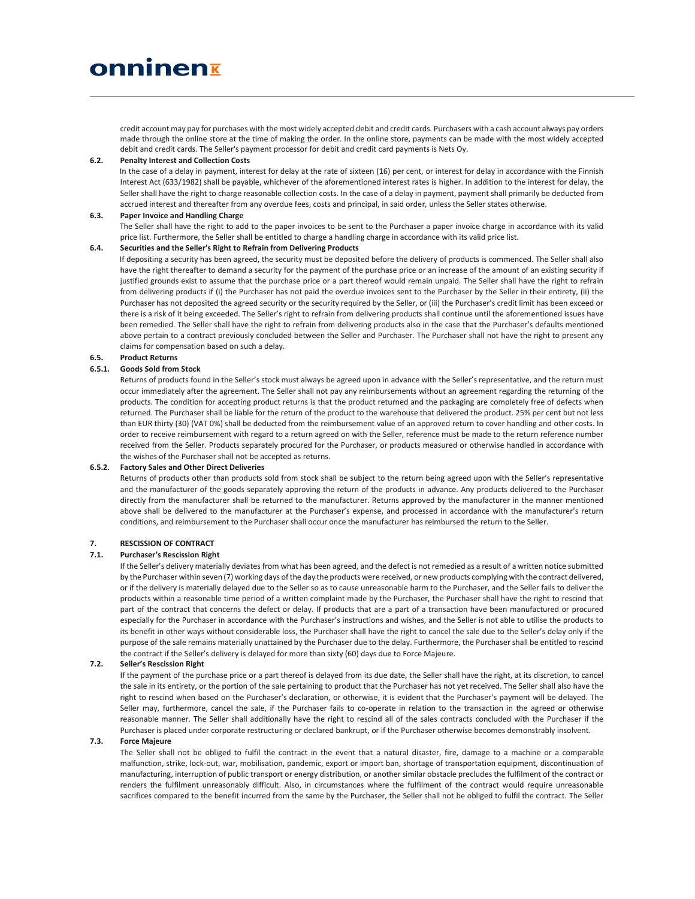credit account may pay for purchases with the most widely accepted debit and credit cards. Purchasers with a cash account always pay orders made through the online store at the time of making the order. In the online store, payments can be made with the most widely accepted debit and credit cards. The Seller's payment processor for debit and credit card payments is Nets Oy.

**6.2. Penalty Interest and Collection Costs**

In the case of a delay in payment, interest for delay at the rate of sixteen (16) per cent, or interest for delay in accordance with the Finnish Interest Act (633/1982) shall be payable, whichever of the aforementioned interest rates is higher. In addition to the interest for delay, the Seller shall have the right to charge reasonable collection costs. In the case of a delay in payment, payment shall primarily be deducted from accrued interest and thereafter from any overdue fees, costs and principal, in said order, unless the Seller states otherwise.

**6.3. Paper Invoice and Handling Charge**

The Seller shall have the right to add to the paper invoices to be sent to the Purchaser a paper invoice charge in accordance with its valid price list. Furthermore, the Seller shall be entitled to charge a handling charge in accordance with its valid price list.

**6.4. Securities and the Seller's Right to Refrain from Delivering Products**

If depositing a security has been agreed, the security must be deposited before the delivery of products is commenced. The Seller shall also have the right thereafter to demand a security for the payment of the purchase price or an increase of the amount of an existing security if justified grounds exist to assume that the purchase price or a part thereof would remain unpaid. The Seller shall have the right to refrain from delivering products if (i) the Purchaser has not paid the overdue invoices sent to the Purchaser by the Seller in their entirety, (ii) the Purchaser has not deposited the agreed security or the security required by the Seller, or (iii) the Purchaser's credit limit has been exceed or there is a risk of it being exceeded. The Seller's right to refrain from delivering products shall continue until the aforementioned issues have been remedied. The Seller shall have the right to refrain from delivering products also in the case that the Purchaser's defaults mentioned above pertain to a contract previously concluded between the Seller and Purchaser. The Purchaser shall not have the right to present any claims for compensation based on such a delay.

**6.5. Product Returns**

**6.5.1. Goods Sold from Stock**

Returns of products found in the Seller's stock must always be agreed upon in advance with the Seller's representative, and the return must occur immediately after the agreement. The Seller shall not pay any reimbursements without an agreement regarding the returning of the products. The condition for accepting product returns is that the product returned and the packaging are completely free of defects when returned. The Purchaser shall be liable for the return of the product to the warehouse that delivered the product. 25% per cent but not less than EUR thirty (30) (VAT 0%) shall be deducted from the reimbursement value of an approved return to cover handling and other costs. In order to receive reimbursement with regard to a return agreed on with the Seller, reference must be made to the return reference number received from the Seller. Products separately procured for the Purchaser, or products measured or otherwise handled in accordance with the wishes of the Purchaser shall not be accepted as returns.

**6.5.2. Factory Sales and Other Direct Deliveries**

Returns of products other than products sold from stock shall be subject to the return being agreed upon with the Seller's representative and the manufacturer of the goods separately approving the return of the products in advance. Any products delivered to the Purchaser directly from the manufacturer shall be returned to the manufacturer. Returns approved by the manufacturer in the manner mentioned above shall be delivered to the manufacturer at the Purchaser's expense, and processed in accordance with the manufacturer's return conditions, and reimbursement to the Purchaser shall occur once the manufacturer has reimbursed the return to the Seller.

## 7. RESCISSION OF CONTRACT

**7.1. Purchaser's Rescission Right**

If the Seller's delivery materially deviates from what has been agreed, and the defect is not remedied as a result of a written notice submitted by the Purchaser within seven (7) working days of the day the products were received, or new products complying with the contract delivered, or if the delivery is materially delayed due to the Seller so as to cause unreasonable harm to the Purchaser, and the Seller fails to deliver the products within a reasonable time period of a written complaint made by the Purchaser, the Purchaser shall have the right to rescind that part of the contract that concerns the defect or delay. If products that are a part of a transaction have been manufactured or procured especially for the Purchaser in accordance with the Purchaser's instructions and wishes, and the Seller is not able to utilise the products to its benefit in other ways without considerable loss, the Purchaser shall have the right to cancel the sale due to the Seller's delay only if the purpose of the sale remains materially unattained by the Purchaser due to the delay. Furthermore, the Purchaser shall be entitled to rescind the contract if the Seller's delivery is delayed for more than sixty (60) days due to Force Majeure.

**7.2. Seller's Rescission Right**

If the payment of the purchase price or a part thereof is delayed from its due date, the Seller shall have the right, at its discretion, to cancel the sale in its entirety, or the portion of the sale pertaining to product that the Purchaser has not yet received. The Seller shall also have the right to rescind when based on the Purchaser's declaration, or otherwise, it is evident that the Purchaser's payment will be delayed. The Seller may, furthermore, cancel the sale, if the Purchaser fails to co-operate in relation to the transaction in the agreed or otherwise reasonable manner. The Seller shall additionally have the right to rescind all of the sales contracts concluded with the Purchaser if the Purchaser is placed under corporate restructuring or declared bankrupt, or if the Purchaser otherwise becomes demonstrably insolvent.

**7.3. Force Majeure**

The Seller shall not be obliged to fulfil the contract in the event that a natural disaster, fire, damage to a machine or a comparable malfunction, strike, lock-out, war, mobilisation, pandemic, export or import ban, shortage of transportation equipment, discontinuation of manufacturing, interruption of public transport or energy distribution, or another similar obstacle precludes the fulfilment of the contract or renders the fulfilment unreasonably difficult. Also, in circumstances where the fulfilment of the contract would require unreasonable sacrifices compared to the benefit incurred from the same by the Purchaser, the Seller shall not be obliged to fulfil the contract. The Seller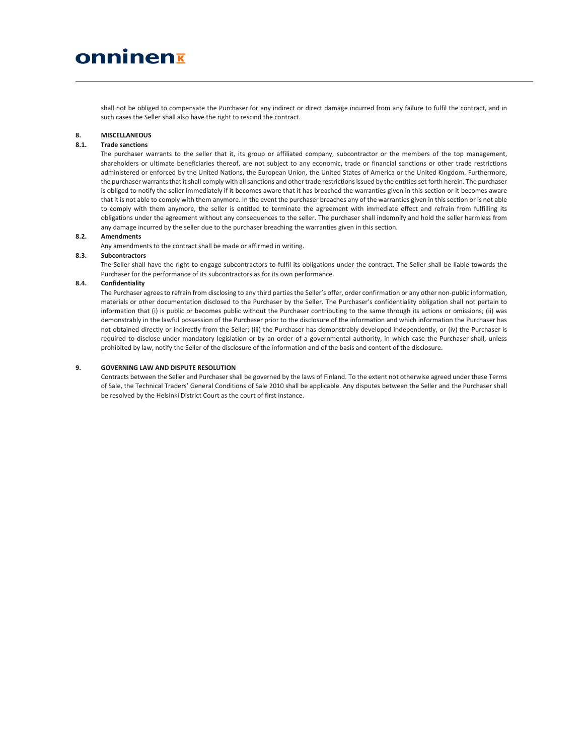shall not be obliged to compensate the Purchaser for any indirect or direct damage incurred from any failure to fulfil the contract, and in such cases the Seller shall also have the right to rescind the contract.

## 8. MISCELLANEOUS

### 8.1. Trade sanctions

The purchaser warrants to the seller that it, its group or affiliated company, subcontractor or the members of the top management, shareholders or ultimate beneficiaries thereof, are not subject to any economic, trade or financial sanctions or other trade restrictions administered or enforced by the United Nations, the European Union, the United States of America or the United Kingdom. Furthermore, the purchaser warrants that it shall comply with all sanctions and other trade restrictions issued by the entities set forth herein. The purchaser is obliged to notify the seller immediately if it becomes aware that it has breached the warranties given in this section or it becomes aware that it is not able to comply with them anymore. In the event the purchaser breaches any of the warranties given in this section or is not able to comply with them anymore, the seller is entitled to terminate the agreement with immediate effect and refrain from fulfilling its obligations under the agreement without any consequences to the seller. The purchaser shall indemnify and hold the seller harmless from any damage incurred by the seller due to the purchaser breaching the warranties given in this section.

### 8.2. Amendments

Any amendments to the contract shall be made or affirmed in writing.

### 8.3. Subcontractors

The Seller shall have the right to engage subcontractors to fulfil its obligations under the contract. The Seller shall be liable towards the Purchaser for the performance of its subcontractors as for its own performance.

### 8.4. Confidentiality

The Purchaser agrees to refrain from disclosing to any third parties the Seller's offer, order confirmation or any other non-public information, materials or other documentation disclosed to the Purchaser by the Seller. The Purchaser's confidentiality obligation shall not pertain to information that (i) is public or becomes public without the Purchaser contributing to the same through its actions or omissions; (ii) was demonstrably in the lawful possession of the Purchaser prior to the disclosure of the information and which information the Purchaser has not obtained directly or indirectly from the Seller; (iii) the Purchaser has demonstrably developed independently, or (iv) the Purchaser is required to disclose under mandatory legislation or by an order of a governmental authority, in which case the Purchaser shall, unless prohibited by law, notify the Seller of the disclosure of the information and of the basis and content of the disclosure.

## 9. GOVERNING LAW AND DISPUTE RESOLUTION

Contracts between the Seller and Purchaser shall be governed by the laws of Finland. To the extent not otherwise agreed under these Terms of Sale, the Technical Traders' General Conditions of Sale 2010 shall be applicable. Any disputes between the Seller and the Purchaser shall be resolved by the Helsinki District Court as the court of first instance.